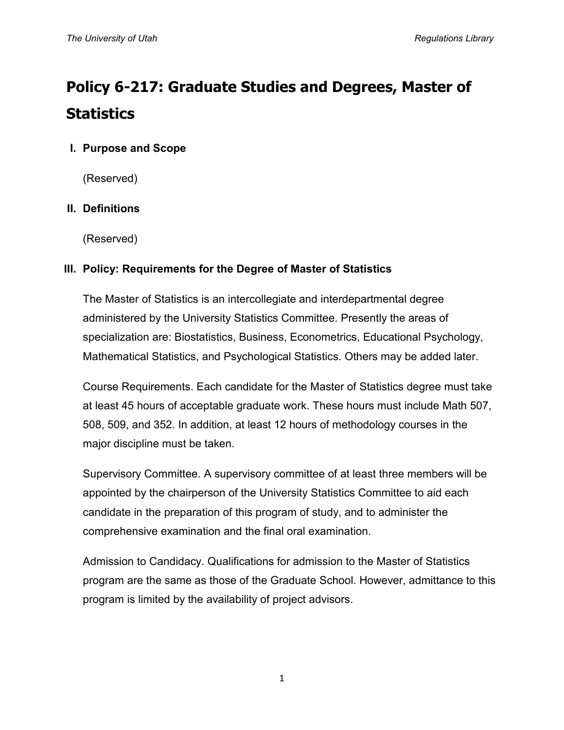# Policy 6-217: Graduate Studies and Degrees, Master of Statistics

## I. Purpose and Scope

(Reserved)

## II. Definitions

(Reserved)

## III. Policy: Requirements for the Degree of Master of Statistics

The Master of Statistics is an intercollegiate and interdepartmental degree administered by the University Statistics Committee. Presently the areas of specialization are: Biostatistics, Business, Econometrics, Educational Psychology, Mathematical Statistics, and Psychological Statistics. Others may be added later.

Course Requirements. Each candidate for the Master of Statistics degree must take at least 45 hours of acceptable graduate work. These hours must include Math 507, 508, 509, and 352. In addition, at least 12 hours of methodology courses in the major discipline must be taken.

Supervisory Committee. A supervisory committee of at least three members will be appointed by the chairperson of the University Statistics Committee to aid each candidate in the preparation of this program of study, and to administer the comprehensive examination and the final oral examination.

Admission to Candidacy. Qualifications for admission to the Master of Statistics program are the same as those of the Graduate School. However, admittance to this program is limited by the availability of project advisors.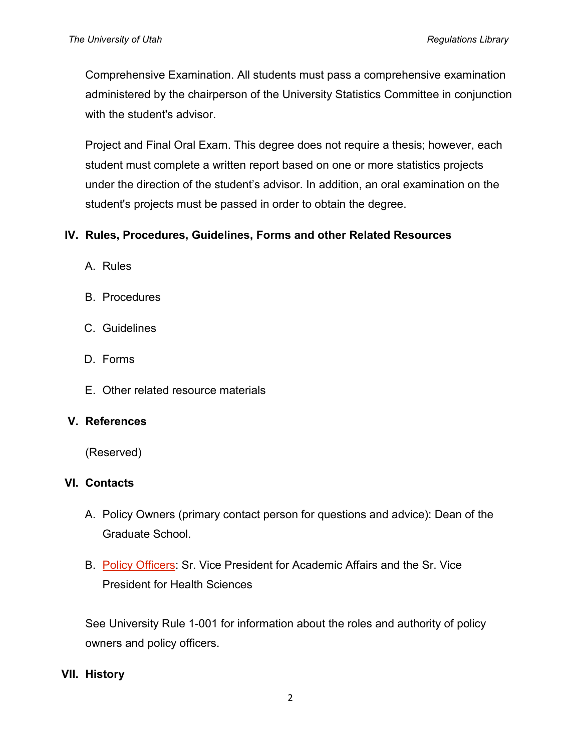Comprehensive Examination. All students must pass a comprehensive examination administered by the chairperson of the University Statistics Committee in conjunction with the student's advisor.

Project and Final Oral Exam. This degree does not require a thesis; however, each student must complete a written report based on one or more statistics projects under the direction of the student's advisor. In addition, an oral examination on the student's projects must be passed in order to obtain the degree.

## IV. Rules, Procedures, Guidelines, Forms and other Related Resources

A. Rules

B. Procedures

C. Guidelines

D. Forms

E. Other related resource materials

## V. References

(Reserved)

## VI. Contacts

A. Policy Owners (primary contact person for questions and advice): Dean of the Graduate School.

B. Policy Officers: Sr. Vice President for Academic Affairs and the Sr. Vice President for Health Sciences

See University Rule 1-001 for information about the roles and authority of policy owners and policy officers.

## VII. History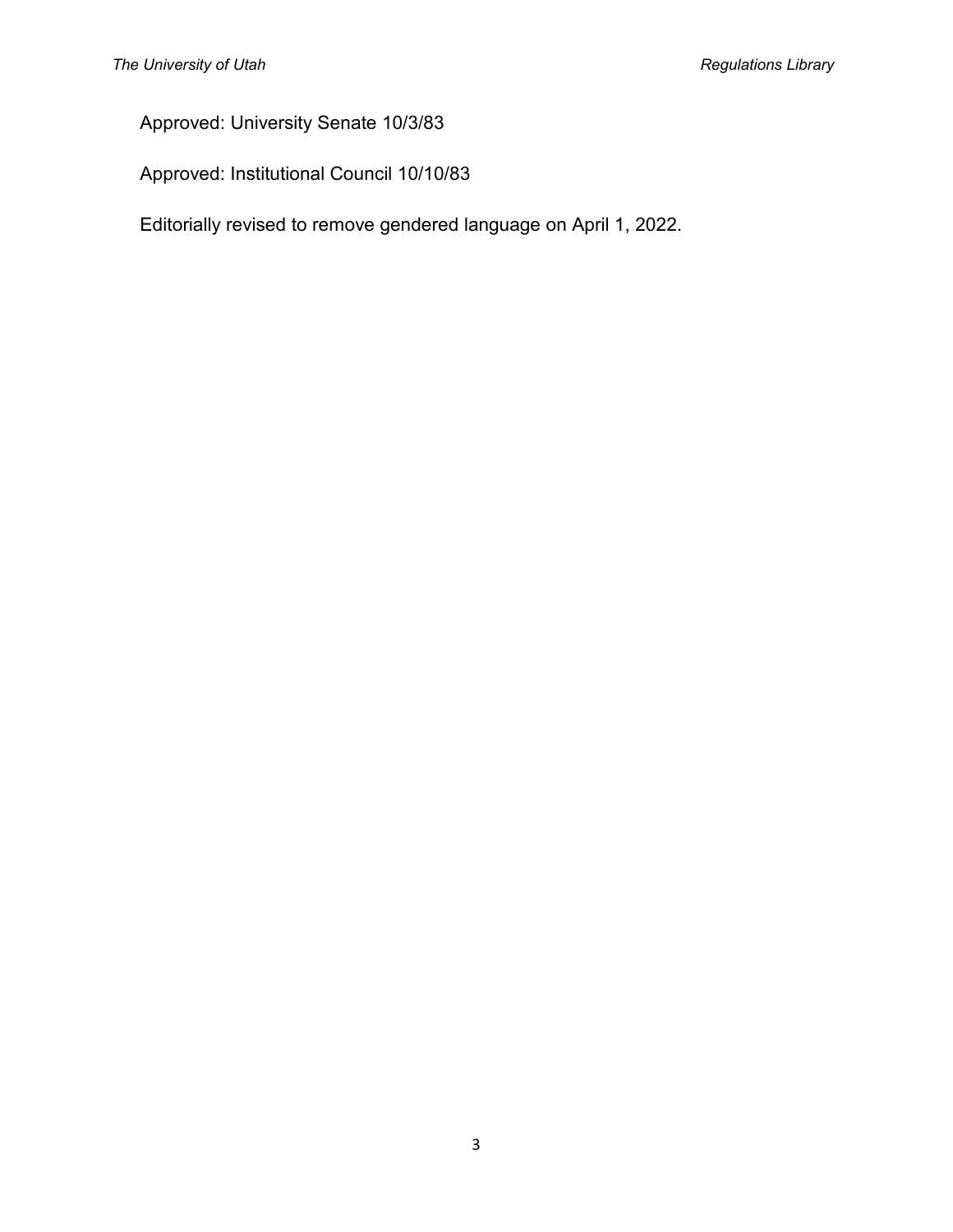Approved: University Senate 10/3/83

Approved: Institutional Council 10/10/83

Editorially revised to remove gendered language on April 1, 2022.